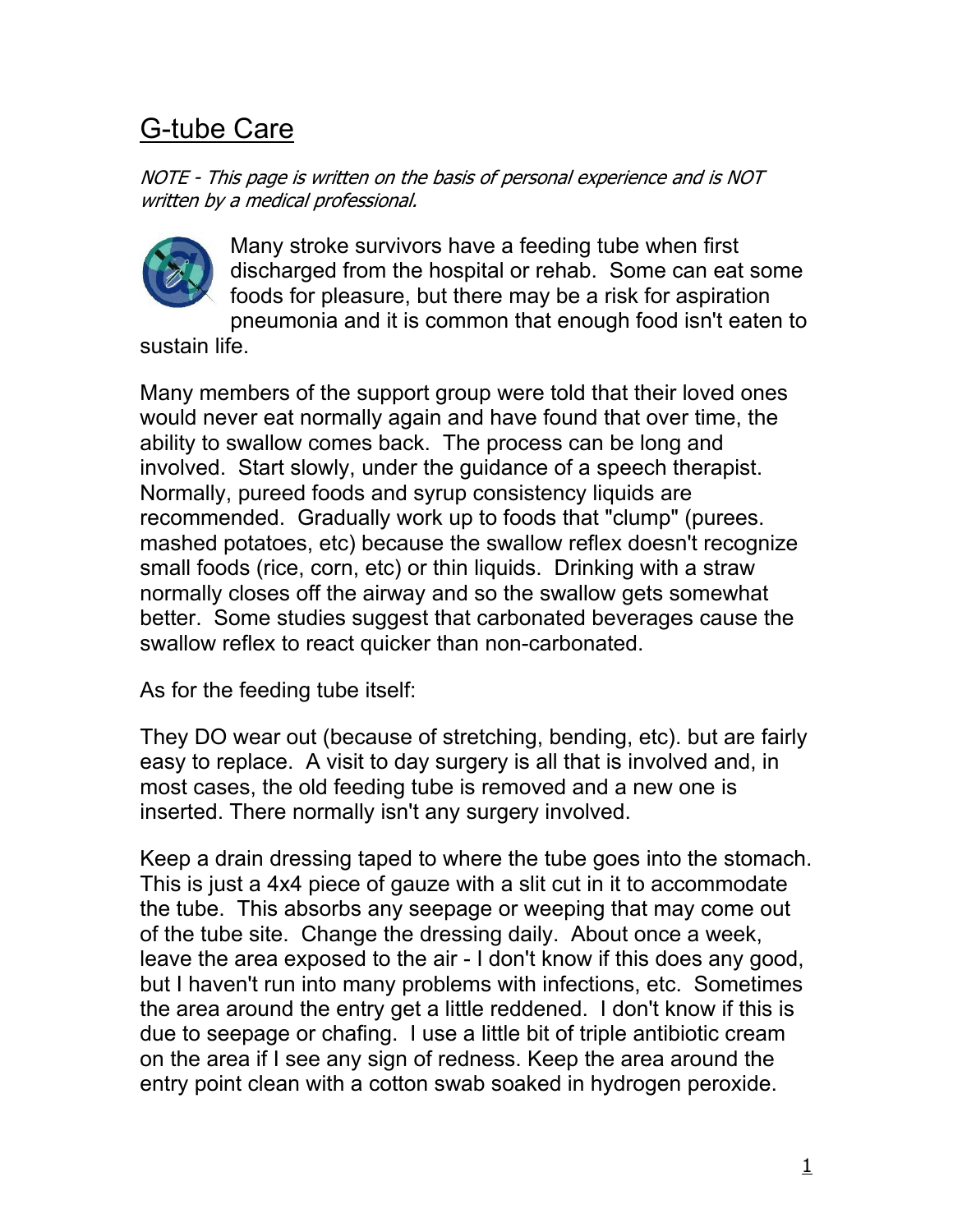# G-tube Care

*NOTE - This page is written on the basis of personal experience and is NOT written by a medical professional.*

Many stroke survivors have a feeding tube when first discharged from the hospital or rehab. Some can eat some foods for pleasure, but there may be a risk for aspiration pneumonia and it is common that enough food isn't eaten to sustain life.

Many members of the support group were told that their loved ones would never eat normally again and have found that over time, the ability to swallow comes back. The process can be long and involved. Start slowly, under the guidance of a speech therapist. Normally, pureed foods and syrup consistency liquids are recommended. Gradually work up to foods that "clump" (purees. mashed potatoes, etc) because the swallow reflex doesn't recognize small foods (rice, corn, etc) or thin liquids. Drinking with a straw normally closes off the airway and so the swallow gets somewhat better. Some studies suggest that carbonated beverages cause the swallow reflex to react quicker than non-carbonated.

As for the feeding tube itself:

They DO wear out (because of stretching, bending, etc). but are fairly easy to replace. A visit to day surgery is all that is involved and, in most cases, the old feeding tube is removed and a new one is inserted. There normally isn't any surgery involved.

Keep a drain dressing taped to where the tube goes into the stomach. This is just a 4x4 piece of gauze with a slit cut in it to accommodate the tube. This absorbs any seepage or weeping that may come out of the tube site. Change the dressing daily. About once a week, leave the area exposed to the air - I don't know if this does any good, but I haven't run into many problems with infections, etc. Sometimes the area around the entry get a little reddened. I don't know if this is due to seepage or chafing. I use a little bit of triple antibiotic cream on the area if I see any sign of redness. Keep the area around the entry point clean with a cotton swab soaked in hydrogen peroxide.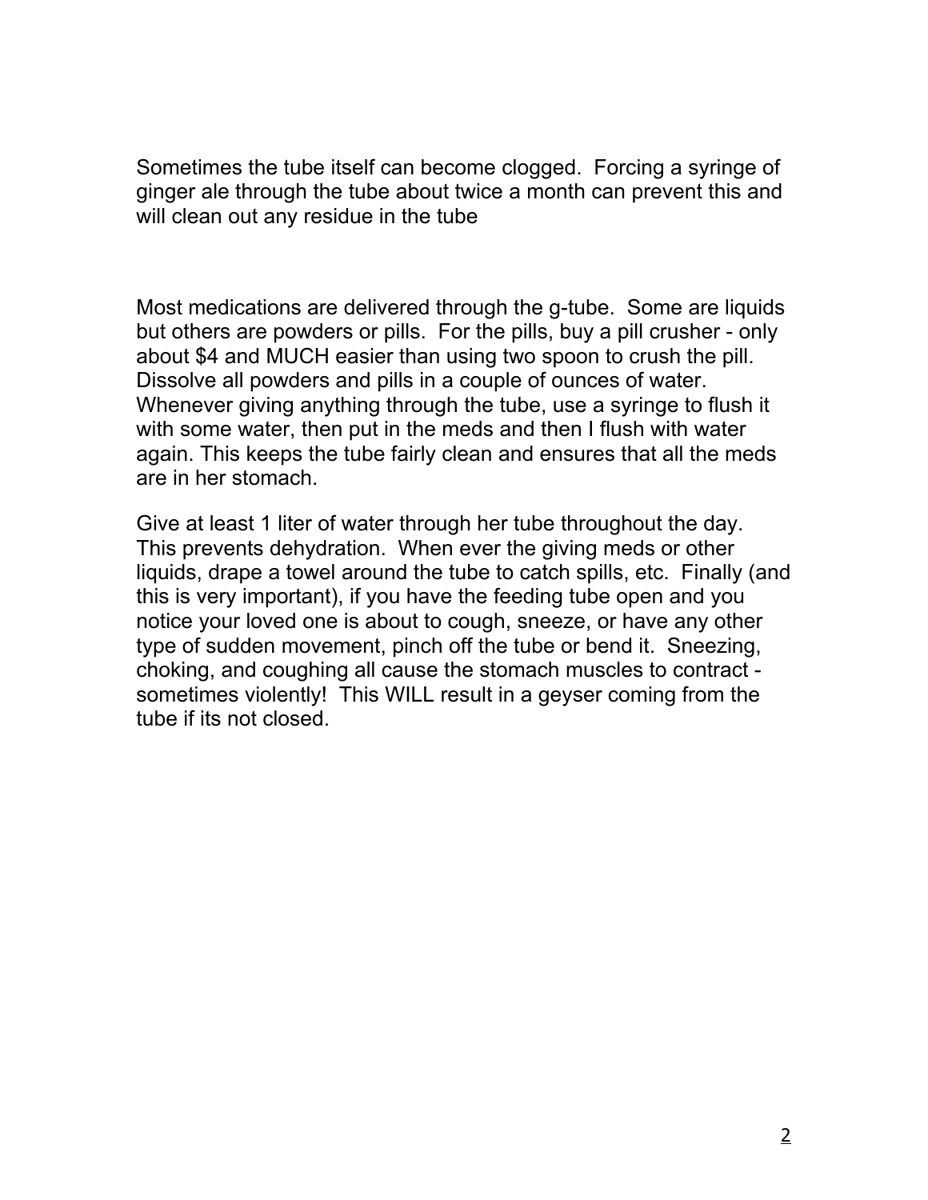Sometimes the tube itself can become clogged. Forcing a syringe of ginger ale through the tube about twice a month can prevent this and will clean out any residue in the tube

Most medications are delivered through the g-tube. Some are liquids but others are powders or pills. For the pills, buy a pill crusher - only about $4 and MUCH easier than using two spoon to crush the pill. Dissolve all powders and pills in a couple of ounces of water. Whenever giving anything through the tube, use a syringe to flush it with some water, then put in the meds and then I flush with water again. This keeps the tube fairly clean and ensures that all the meds are in her stomach.

Give at least 1 liter of water through her tube throughout the day. This prevents dehydration. When ever the giving meds or other liquids, drape a towel around the tube to catch spills, etc. Finally (and this is very important), if you have the feeding tube open and you notice your loved one is about to cough, sneeze, or have any other type of sudden movement, pinch off the tube or bend it. Sneezing, choking, and coughing all cause the stomach muscles to contract - sometimes violently! This WILL result in a geyser coming from the tube if its not closed.